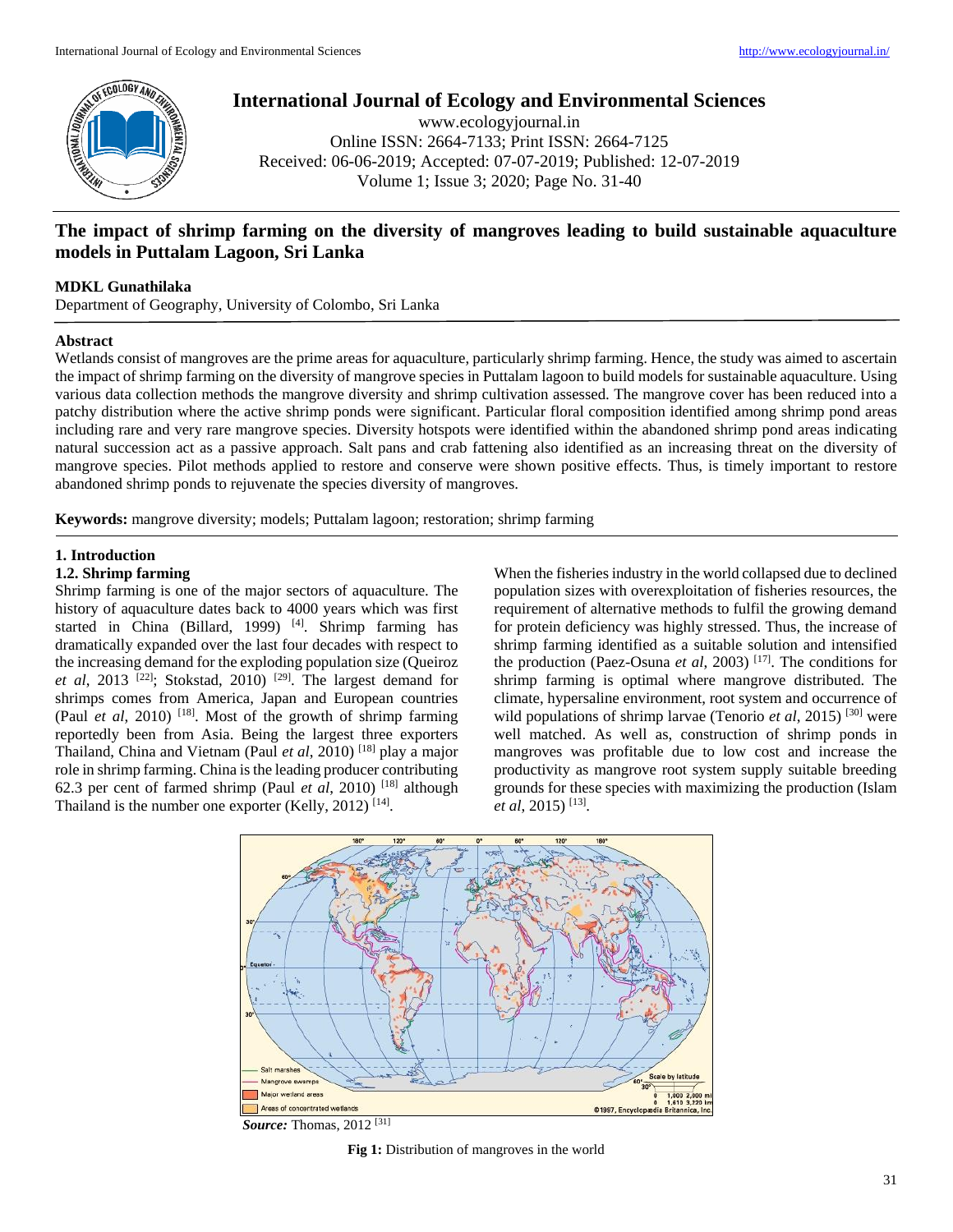# International Journal of Ecology and Environmental Sciences

www.ecologyjournal.in
Online ISSN: 2664-7133; Print ISSN: 2664-7125
Received: 06-06-2019; Accepted: 07-07-2019; Published: 12-07-2019
Volume 1; Issue 3; 2020; Page No. 31-40

## The impact of shrimp farming on the diversity of mangroves leading to build sustainable aquaculture models in Puttalam Lagoon, Sri Lanka

**MDKL Gunathilaka**

Department of Geography, University of Colombo, Sri Lanka

**Abstract**

Wetlands consist of mangroves are the prime areas for aquaculture, particularly shrimp farming. Hence, the study was aimed to ascertain the impact of shrimp farming on the diversity of mangrove species in Puttalam lagoon to build models for sustainable aquaculture. Using various data collection methods the mangrove diversity and shrimp cultivation assessed. The mangrove cover has been reduced into a patchy distribution where the active shrimp ponds were significant. Particular floral composition identified among shrimp pond areas including rare and very rare mangrove species. Diversity hotspots were identified within the abandoned shrimp pond areas indicating natural succession act as a passive approach. Salt pans and crab fattening also identified as an increasing threat on the diversity of mangrove species. Pilot methods applied to restore and conserve were shown positive effects. Thus, is timely important to restore abandoned shrimp ponds to rejuvenate the species diversity of mangroves.

**Keywords:** mangrove diversity; models; Puttalam lagoon; restoration; shrimp farming

### 1. Introduction

### 1.2. Shrimp farming

Shrimp farming is one of the major sectors of aquaculture. The history of aquaculture dates back to 4000 years which was first started in China (Billard, 1999) [4]. Shrimp farming has dramatically expanded over the last four decades with respect to the increasing demand for the exploding population size (Queiroz *et al*, 2013 [22]; Stokstad, 2010) [29]. The largest demand for shrimps comes from America, Japan and European countries (Paul *et al*, 2010) [18]. Most of the growth of shrimp farming reportedly been from Asia. Being the largest three exporters Thailand, China and Vietnam (Paul *et al*, 2010) [18] play a major role in shrimp farming. China is the leading producer contributing 62.3 per cent of farmed shrimp (Paul *et al*, 2010) [18] although Thailand is the number one exporter (Kelly, 2012) [14].

When the fisheries industry in the world collapsed due to declined population sizes with overexploitation of fisheries resources, the requirement of alternative methods to fulfil the growing demand for protein deficiency was highly stressed. Thus, the increase of shrimp farming identified as a suitable solution and intensified the production (Paez-Osuna *et al*, 2003) [17]. The conditions for shrimp farming is optimal where mangrove distributed. The climate, hypersaline environment, root system and occurrence of wild populations of shrimp larvae (Tenorio *et al*, 2015) [30] were well matched. As well as, construction of shrimp ponds in mangroves was profitable due to low cost and increase the productivity as mangrove root system supply suitable breeding grounds for these species with maximizing the production (Islam *et al*, 2015) [13].

*Source:* Thomas, 2012 [31]

**Fig 1:** Distribution of mangroves in the world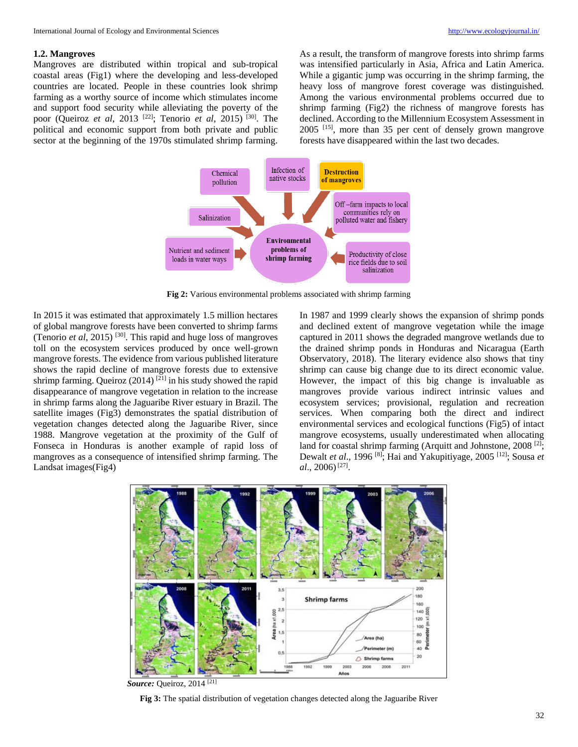### 1.2. Mangroves

Mangroves are distributed within tropical and sub-tropical coastal areas (Fig1) where the developing and less-developed countries are located. People in these countries look shrimp farming as a worthy source of income which stimulates income and support food security while alleviating the poverty of the poor (Queiroz *et al*, 2013 [22]; Tenorio *et al*, 2015) [30]. The political and economic support from both private and public sector at the beginning of the 1970s stimulated shrimp farming. As a result, the transform of mangrove forests into shrimp farms was intensified particularly in Asia, Africa and Latin America. While a gigantic jump was occurring in the shrimp farming, the heavy loss of mangrove forest coverage was distinguished. Among the various environmental problems occurred due to shrimp farming (Fig2) the richness of mangrove forests has declined. According to the Millennium Ecosystem Assessment in 2005 [15], more than 35 per cent of densely grown mangrove forests have disappeared within the last two decades.

**Fig 2:** Various environmental problems associated with shrimp farming

In 2015 it was estimated that approximately 1.5 million hectares of global mangrove forests have been converted to shrimp farms (Tenorio *et al*, 2015) [30]. This rapid and huge loss of mangroves toll on the ecosystem services produced by once well-grown mangrove forests. The evidence from various published literature shows the rapid decline of mangrove forests due to extensive shrimp farming. Queiroz (2014) [21] in his study showed the rapid disappearance of mangrove vegetation in relation to the increase in shrimp farms along the Jaguaribe River estuary in Brazil. The satellite images (Fig3) demonstrates the spatial distribution of vegetation changes detected along the Jaguaribe River, since 1988. Mangrove vegetation at the proximity of the Gulf of Fonseca in Honduras is another example of rapid loss of mangroves as a consequence of intensified shrimp farming. The Landsat images(Fig4) In 1987 and 1999 clearly shows the expansion of shrimp ponds and declined extent of mangrove vegetation while the image captured in 2011 shows the degraded mangrove wetlands due to the drained shrimp ponds in Honduras and Nicaragua (Earth Observatory, 2018). The literary evidence also shows that tiny shrimp can cause big change due to its direct economic value. However, the impact of this big change is invaluable as mangroves provide various indirect intrinsic values and ecosystem services; provisional, regulation and recreation services. When comparing both the direct and indirect environmental services and ecological functions (Fig5) of intact mangrove ecosystems, usually underestimated when allocating land for coastal shrimp farming (Arquitt and Johnstone, 2008 [2]; Dewalt *et al*., 1996 [8]; Hai and Yakupitiyage, 2005 [12]; Sousa *et al*., 2006) [27].

***Source:*** Queiroz, 2014 [21]

**Fig 3:** The spatial distribution of vegetation changes detected along the Jaguaribe River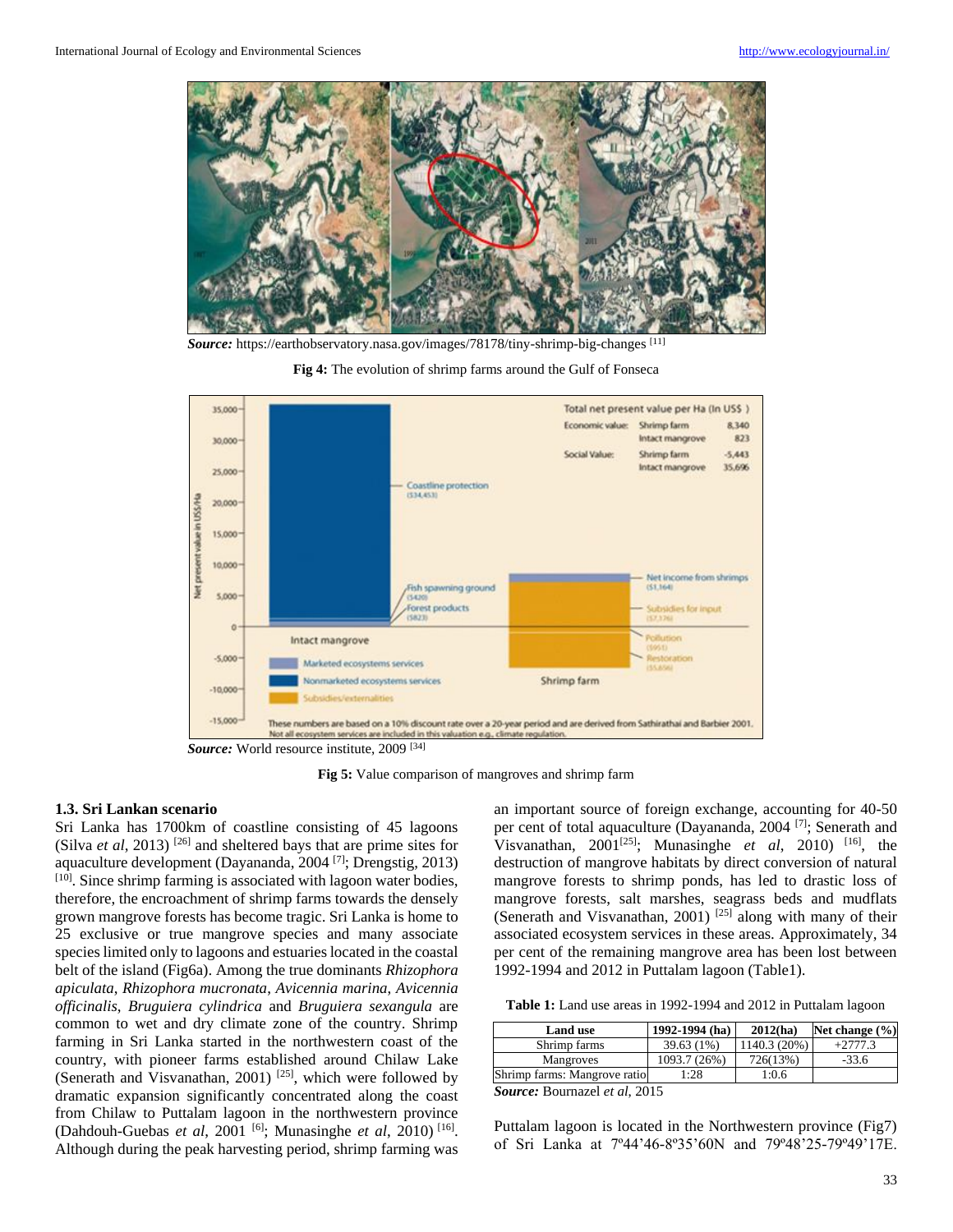**Source:** https://earthobservatory.nasa.gov/images/78178/tiny-shrimp-big-changes [11]

**Fig 4:** The evolution of shrimp farms around the Gulf of Fonseca

**Source:** World resource institute, 2009 [34]

**Fig 5:** Value comparison of mangroves and shrimp farm

### 1.3. Sri Lankan scenario

Sri Lanka has 1700km of coastline consisting of 45 lagoons (Silva *et al*, 2013) [26] and sheltered bays that are prime sites for aquaculture development (Dayananda, 2004 [7]; Drengstig, 2013) [10]. Since shrimp farming is associated with lagoon water bodies, therefore, the encroachment of shrimp farms towards the densely grown mangrove forests has become tragic. Sri Lanka is home to 25 exclusive or true mangrove species and many associate species limited only to lagoons and estuaries located in the coastal belt of the island (Fig6a). Among the true dominants *Rhizophora apiculata*, *Rhizophora mucronata*, *Avicennia marina*, *Avicennia officinalis*, *Bruguiera cylindrica* and *Bruguiera sexangula* are common to wet and dry climate zone of the country. Shrimp farming in Sri Lanka started in the northwestern coast of the country, with pioneer farms established around Chilaw Lake (Senerath and Visvanathan, 2001) [25], which were followed by dramatic expansion significantly concentrated along the coast from Chilaw to Puttalam lagoon in the northwestern province (Dahdouh-Guebas *et al*, 2001 [6]; Munasinghe *et al*, 2010) [16]. Although during the peak harvesting period, shrimp farming was an important source of foreign exchange, accounting for 40-50 per cent of total aquaculture (Dayananda, 2004 [7]; Senerath and Visvanathan, 2001[25]; Munasinghe *et al*, 2010) [16], the destruction of mangrove habitats by direct conversion of natural mangrove forests to shrimp ponds, has led to drastic loss of mangrove forests, salt marshes, seagrass beds and mudflats (Senerath and Visvanathan, 2001) [25] along with many of their associated ecosystem services in these areas. Approximately, 34 per cent of the remaining mangrove area has been lost between 1992-1994 and 2012 in Puttalam lagoon (Table1).

**Table 1:** Land use areas in 1992-1994 and 2012 in Puttalam lagoon

| Land use | 1992-1994 (ha) | 2012(ha) | Net change (%) |
|---|---|---|---|
| Shrimp farms | 39.63 (1%) | 1140.3 (20%) | +2777.3 |
| Mangroves | 1093.7 (26%) | 726(13%) | -33.6 |
| Shrimp farms: Mangrove ratio | 1:28 | 1:0.6 | |

**Source:** Bournazel *et al*, 2015

Puttalam lagoon is located in the Northwestern province (Fig7) of Sri Lanka at 7º44'46-8º35'60N and 79º48'25-79º49'17E.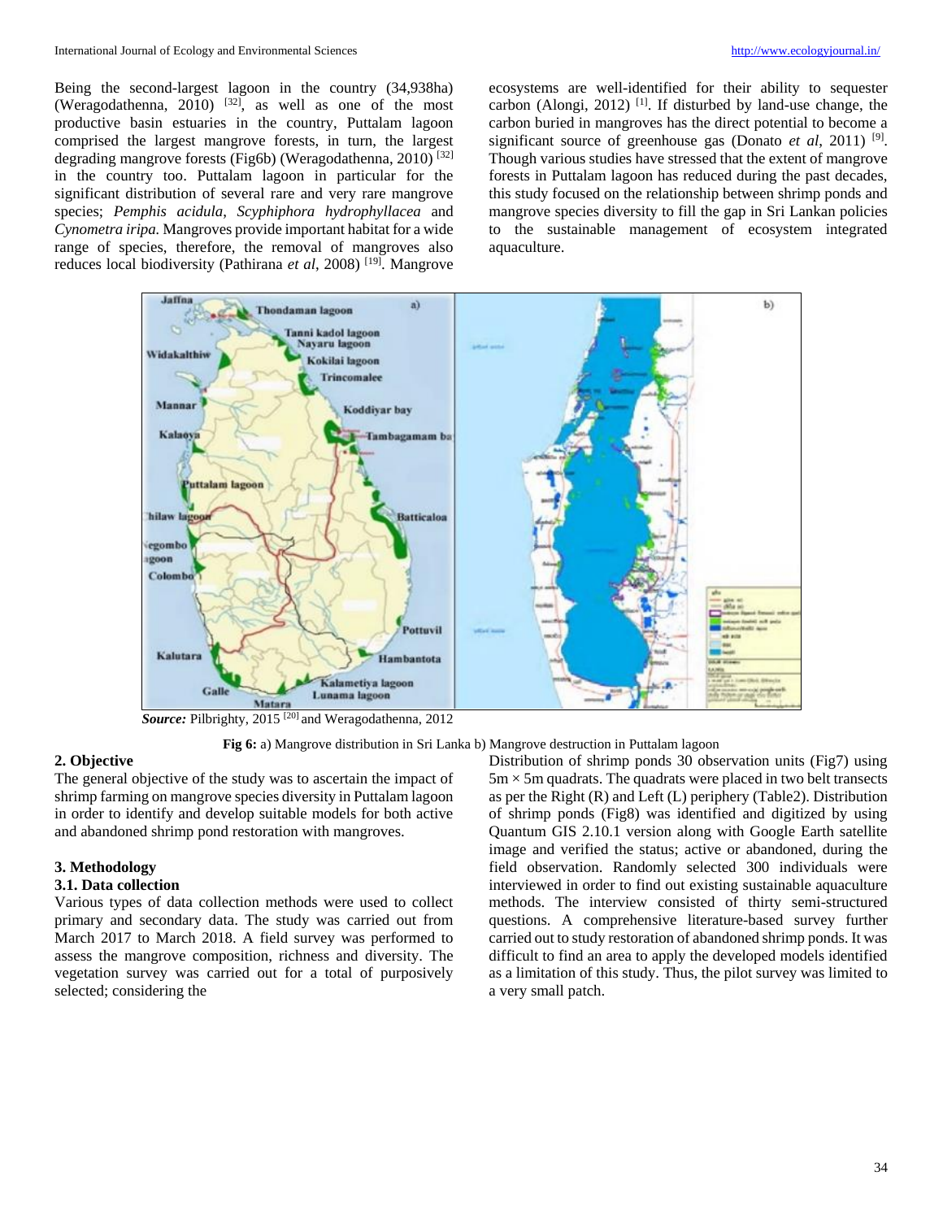Being the second-largest lagoon in the country (34,938ha) (Weragodathenna, 2010) [32], as well as one of the most productive basin estuaries in the country, Puttalam lagoon comprised the largest mangrove forests, in turn, the largest degrading mangrove forests (Fig6b) (Weragodathenna, 2010) [32] in the country too. Puttalam lagoon in particular for the significant distribution of several rare and very rare mangrove species; *Pemphis acidula*, *Scyphiphora hydrophyllacea* and *Cynometra iripa.* Mangroves provide important habitat for a wide range of species, therefore, the removal of mangroves also reduces local biodiversity (Pathirana *et al*, 2008) [19]. Mangrove ecosystems are well-identified for their ability to sequester carbon (Alongi, 2012) [1]. If disturbed by land-use change, the carbon buried in mangroves has the direct potential to become a significant source of greenhouse gas (Donato *et al*, 2011) [9]. Though various studies have stressed that the extent of mangrove forests in Puttalam lagoon has reduced during the past decades, this study focused on the relationship between shrimp ponds and mangrove species diversity to fill the gap in Sri Lankan policies to the sustainable management of ecosystem integrated aquaculture.

***Source:*** Pilbrighty, 2015 [20] and Weragodathenna, 2012

**Fig 6:** a) Mangrove distribution in Sri Lanka b) Mangrove destruction in Puttalam lagoon

## 2. Objective

The general objective of the study was to ascertain the impact of shrimp farming on mangrove species diversity in Puttalam lagoon in order to identify and develop suitable models for both active and abandoned shrimp pond restoration with mangroves.

## 3. Methodology

### 3.1. Data collection

Various types of data collection methods were used to collect primary and secondary data. The study was carried out from March 2017 to March 2018. A field survey was performed to assess the mangrove composition, richness and diversity. The vegetation survey was carried out for a total of purposively selected; considering the Distribution of shrimp ponds 30 observation units (Fig7) using 5m × 5m quadrats. The quadrats were placed in two belt transects as per the Right (R) and Left (L) periphery (Table2). Distribution of shrimp ponds (Fig8) was identified and digitized by using Quantum GIS 2.10.1 version along with Google Earth satellite image and verified the status; active or abandoned, during the field observation. Randomly selected 300 individuals were interviewed in order to find out existing sustainable aquaculture methods. The interview consisted of thirty semi-structured questions. A comprehensive literature-based survey further carried out to study restoration of abandoned shrimp ponds. It was difficult to find an area to apply the developed models identified as a limitation of this study. Thus, the pilot survey was limited to a very small patch.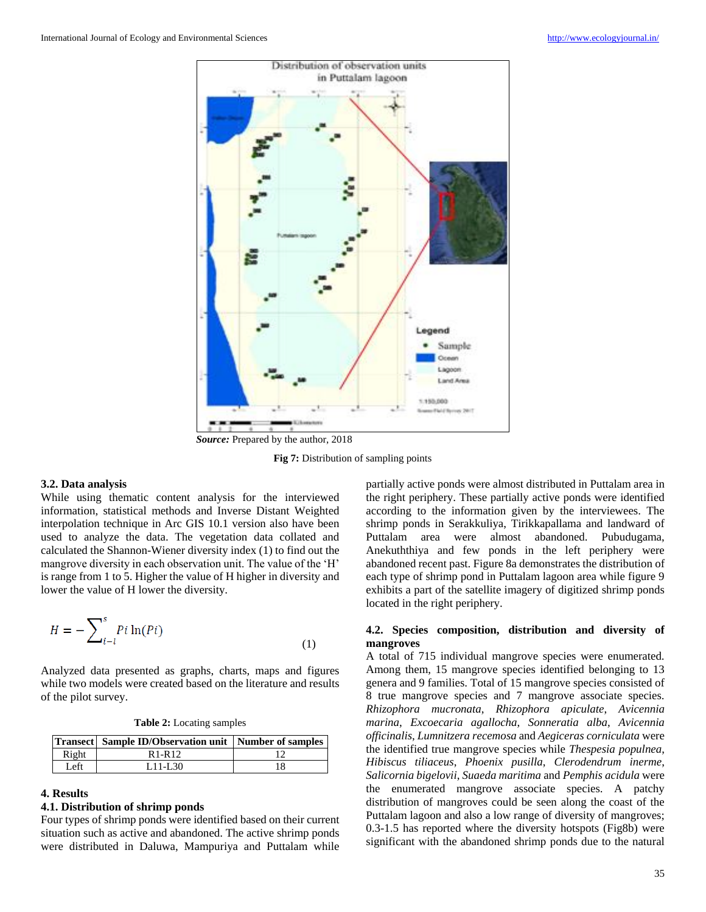**Source:** Prepared by the author, 2018

**Fig 7:** Distribution of sampling points

### 3.2. Data analysis

While using thematic content analysis for the interviewed information, statistical methods and Inverse Distant Weighted interpolation technique in Arc GIS 10.1 version also have been used to analyze the data. The vegetation data collated and calculated the Shannon-Wiener diversity index (1) to find out the mangrove diversity in each observation unit. The value of the 'H' is range from 1 to 5. Higher the value of H higher in diversity and lower the value of H lower the diversity.

$$H = -\sum_{i-l}^{s} Pi \ln(Pi) \qquad (1)$$

Analyzed data presented as graphs, charts, maps and figures while two models were created based on the literature and results of the pilot survey.

**Table 2:** Locating samples

| Transect | Sample ID/Observation unit | Number of samples |
| --- | --- | --- |
| Right | R1-R12 | 12 |
| Left | L11-L30 | 18 |

## 4. Results

### 4.1. Distribution of shrimp ponds

Four types of shrimp ponds were identified based on their current situation such as active and abandoned. The active shrimp ponds were distributed in Daluwa, Mampuriya and Puttalam while partially active ponds were almost distributed in Puttalam area in the right periphery. These partially active ponds were identified according to the information given by the interviewees. The shrimp ponds in Serakkuliya, Tirikkapallama and landward of Puttalam area were almost abandoned. Pubudugama, Anekuththiya and few ponds in the left periphery were abandoned recent past. Figure 8a demonstrates the distribution of each type of shrimp pond in Puttalam lagoon area while figure 9 exhibits a part of the satellite imagery of digitized shrimp ponds located in the right periphery.

### 4.2. Species composition, distribution and diversity of mangroves

A total of 715 individual mangrove species were enumerated. Among them, 15 mangrove species identified belonging to 13 genera and 9 families. Total of 15 mangrove species consisted of 8 true mangrove species and 7 mangrove associate species. *Rhizophora mucronata*, *Rhizophora apiculate*, *Avicennia marina*, *Excoecaria agallocha*, *Sonneratia alba*, *Avicennia officinalis*, *Lumnitzera recemosa* and *Aegiceras corniculata* were the identified true mangrove species while *Thespesia populnea*, *Hibiscus tiliaceus*, *Phoenix pusilla*, *Clerodendrum inerme*, *Salicornia bigelovii*, *Suaeda maritima* and *Pemphis acidula* were the enumerated mangrove associate species. A patchy distribution of mangroves could be seen along the coast of the Puttalam lagoon and also a low range of diversity of mangroves; 0.3-1.5 has reported where the diversity hotspots (Fig8b) were significant with the abandoned shrimp ponds due to the natural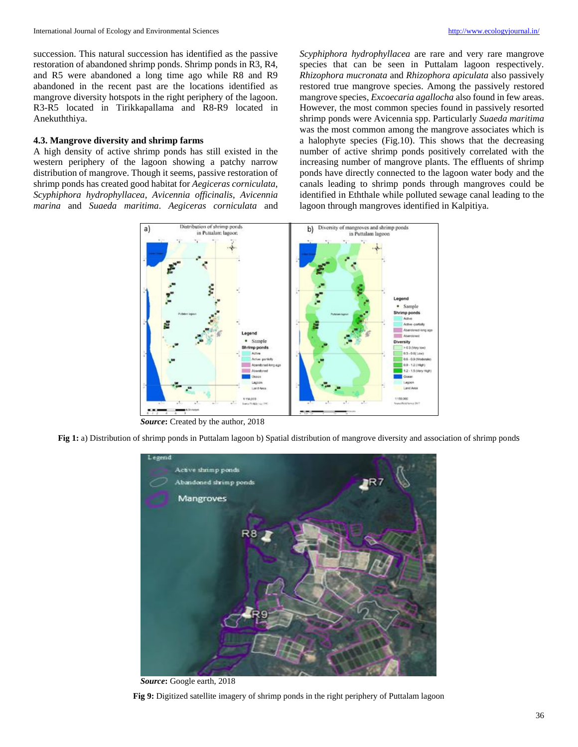succession. This natural succession has identified as the passive restoration of abandoned shrimp ponds. Shrimp ponds in R3, R4, and R5 were abandoned a long time ago while R8 and R9 abandoned in the recent past are the locations identified as mangrove diversity hotspots in the right periphery of the lagoon. R3-R5 located in Tirikkapallama and R8-R9 located in Anekuththiya.

### 4.3. Mangrove diversity and shrimp farms

A high density of active shrimp ponds has still existed in the western periphery of the lagoon showing a patchy narrow distribution of mangrove. Though it seems, passive restoration of shrimp ponds has created good habitat for *Aegiceras corniculata*, *Scyphiphora hydrophyllacea*, *Avicennia officinalis*, *Avicennia marina* and *Suaeda maritima*. *Aegiceras corniculata* and *Scyphiphora hydrophyllacea* are rare and very rare mangrove species that can be seen in Puttalam lagoon respectively. *Rhizophora mucronata* and *Rhizophora apiculata* also passively restored true mangrove species. Among the passively restored mangrove species, *Excoecaria agallocha* also found in few areas. However, the most common species found in passively resorted shrimp ponds were Avicennia spp. Particularly *Suaeda maritima* was the most common among the mangrove associates which is a halophyte species (Fig.10). This shows that the decreasing number of active shrimp ponds positively correlated with the increasing number of mangrove plants. The effluents of shrimp ponds have directly connected to the lagoon water body and the canals leading to shrimp ponds through mangroves could be identified in Eththale while polluted sewage canal leading to the lagoon through mangroves identified in Kalpitiya.

***Source*:** Created by the author, 2018

**Fig 1:** a) Distribution of shrimp ponds in Puttalam lagoon b) Spatial distribution of mangrove diversity and association of shrimp ponds

***Source*:** Google earth, 2018

**Fig 9:** Digitized satellite imagery of shrimp ponds in the right periphery of Puttalam lagoon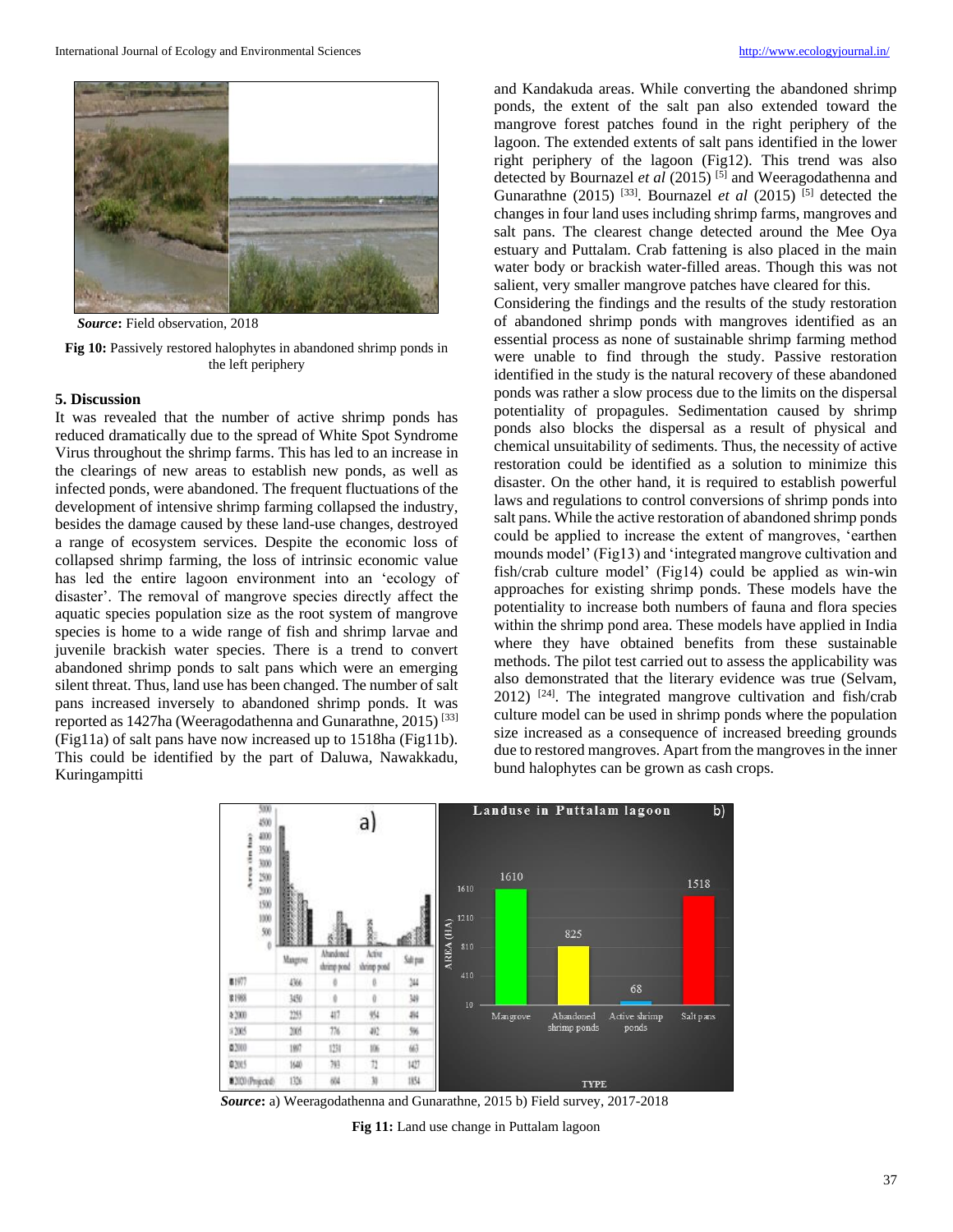*Source***:** Field observation, 2018

**Fig 10:** Passively restored halophytes in abandoned shrimp ponds in the left periphery

## 5. Discussion

It was revealed that the number of active shrimp ponds has reduced dramatically due to the spread of White Spot Syndrome Virus throughout the shrimp farms. This has led to an increase in the clearings of new areas to establish new ponds, as well as infected ponds, were abandoned. The frequent fluctuations of the development of intensive shrimp farming collapsed the industry, besides the damage caused by these land-use changes, destroyed a range of ecosystem services. Despite the economic loss of collapsed shrimp farming, the loss of intrinsic economic value has led the entire lagoon environment into an 'ecology of disaster'. The removal of mangrove species directly affect the aquatic species population size as the root system of mangrove species is home to a wide range of fish and shrimp larvae and juvenile brackish water species. There is a trend to convert abandoned shrimp ponds to salt pans which were an emerging silent threat. Thus, land use has been changed. The number of salt pans increased inversely to abandoned shrimp ponds. It was reported as 1427ha (Weeragodathenna and Gunarathne, 2015) [33] (Fig11a) of salt pans have now increased up to 1518ha (Fig11b). This could be identified by the part of Daluwa, Nawakkadu, Kuringampitti and Kandakuda areas. While converting the abandoned shrimp ponds, the extent of the salt pan also extended toward the mangrove forest patches found in the right periphery of the lagoon. The extended extents of salt pans identified in the lower right periphery of the lagoon (Fig12). This trend was also detected by Bournazel *et al* (2015) [5] and Weeragodathenna and Gunarathne (2015) [33]. Bournazel *et al* (2015) [5] detected the changes in four land uses including shrimp farms, mangroves and salt pans. The clearest change detected around the Mee Oya estuary and Puttalam. Crab fattening is also placed in the main water body or brackish water-filled areas. Though this was not salient, very smaller mangrove patches have cleared for this.

Considering the findings and the results of the study restoration of abandoned shrimp ponds with mangroves identified as an essential process as none of sustainable shrimp farming method were unable to find through the study. Passive restoration identified in the study is the natural recovery of these abandoned ponds was rather a slow process due to the limits on the dispersal potentiality of propagules. Sedimentation caused by shrimp ponds also blocks the dispersal as a result of physical and chemical unsuitability of sediments. Thus, the necessity of active restoration could be identified as a solution to minimize this disaster. On the other hand, it is required to establish powerful laws and regulations to control conversions of shrimp ponds into salt pans. While the active restoration of abandoned shrimp ponds could be applied to increase the extent of mangroves, 'earthen mounds model' (Fig13) and 'integrated mangrove cultivation and fish/crab culture model' (Fig14) could be applied as win-win approaches for existing shrimp ponds. These models have the potentiality to increase both numbers of fauna and flora species within the shrimp pond area. These models have applied in India where they have obtained benefits from these sustainable methods. The pilot test carried out to assess the applicability was also demonstrated that the literary evidence was true (Selvam, 2012) [24]. The integrated mangrove cultivation and fish/crab culture model can be used in shrimp ponds where the population size increased as a consequence of increased breeding grounds due to restored mangroves. Apart from the mangroves in the inner bund halophytes can be grown as cash crops.

|  | Mangrove | Abandoned shrimp pond | Active shrimp pond | Salt pan |
|---|---|---|---|---|
| 1977 | 4366 | 0 | 0 | 244 |
| 1998 | 3450 | 0 | 0 | 349 |
| 2000 | 2255 | 417 | 954 | 494 |
| 2005 | 2005 | 776 | 492 | 596 |
| 2010 | 1897 | 1231 | 106 | 663 |
| 2015 | 1640 | 793 | 72 | 1427 |
| 2020 (Projected) | 1326 | 604 | 30 | 1854 |

Landuse in Puttalam lagoon (b): Mangrove 1610; Abandoned shrimp ponds 825; Active shrimp ponds 68; Salt pans 1518

*Source***:** a) Weeragodathenna and Gunarathne, 2015 b) Field survey, 2017-2018

**Fig 11:** Land use change in Puttalam lagoon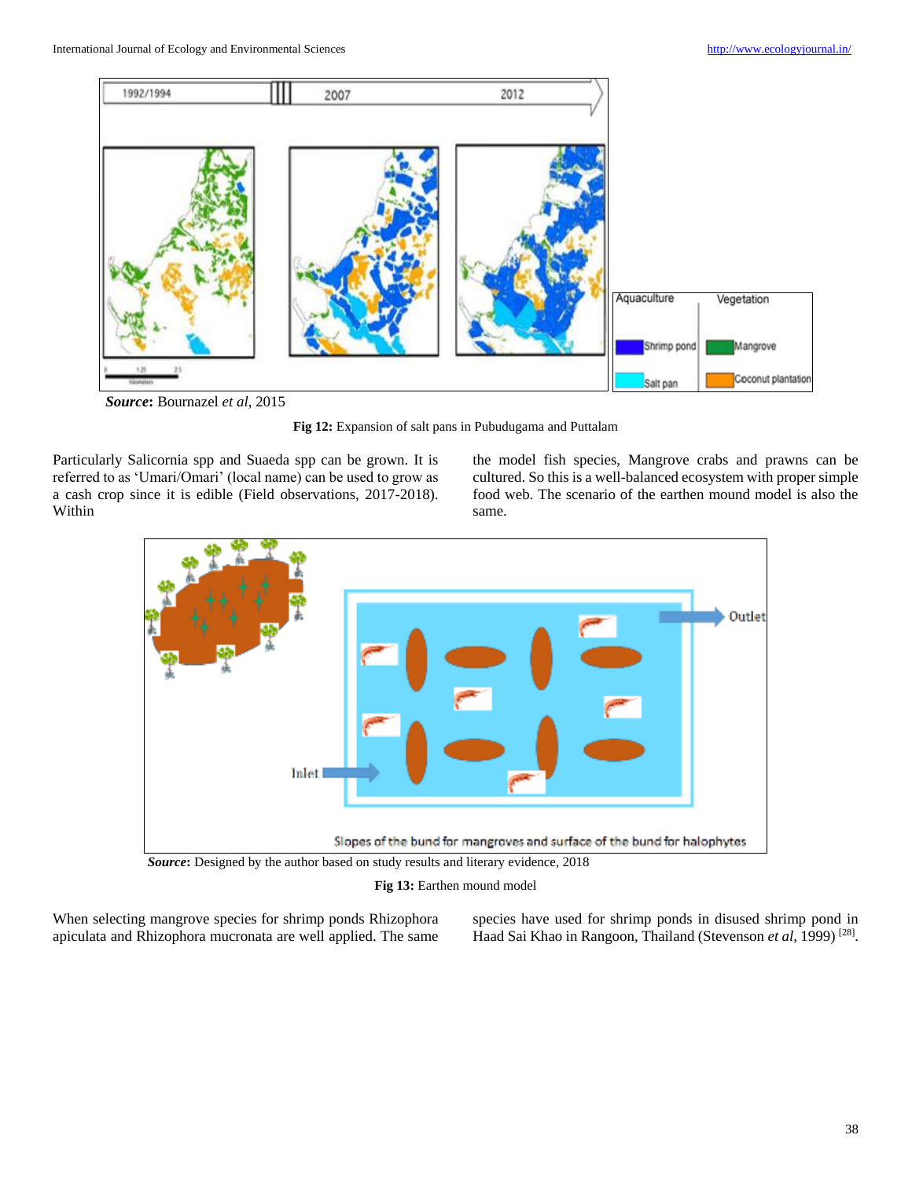**Source:** Bournazel *et al*, 2015

**Fig 12:** Expansion of salt pans in Pubudugama and Puttalam

Particularly Salicornia spp and Suaeda spp can be grown. It is referred to as 'Umari/Omari' (local name) can be used to grow as a cash crop since it is edible (Field observations, 2017-2018). Within the model fish species, Mangrove crabs and prawns can be cultured. So this is a well-balanced ecosystem with proper simple food web. The scenario of the earthen mound model is also the same.

**Source:** Designed by the author based on study results and literary evidence, 2018

**Fig 13:** Earthen mound model

When selecting mangrove species for shrimp ponds Rhizophora apiculata and Rhizophora mucronata are well applied. The same species have used for shrimp ponds in disused shrimp pond in Haad Sai Khao in Rangoon, Thailand (Stevenson *et al*, 1999) [28].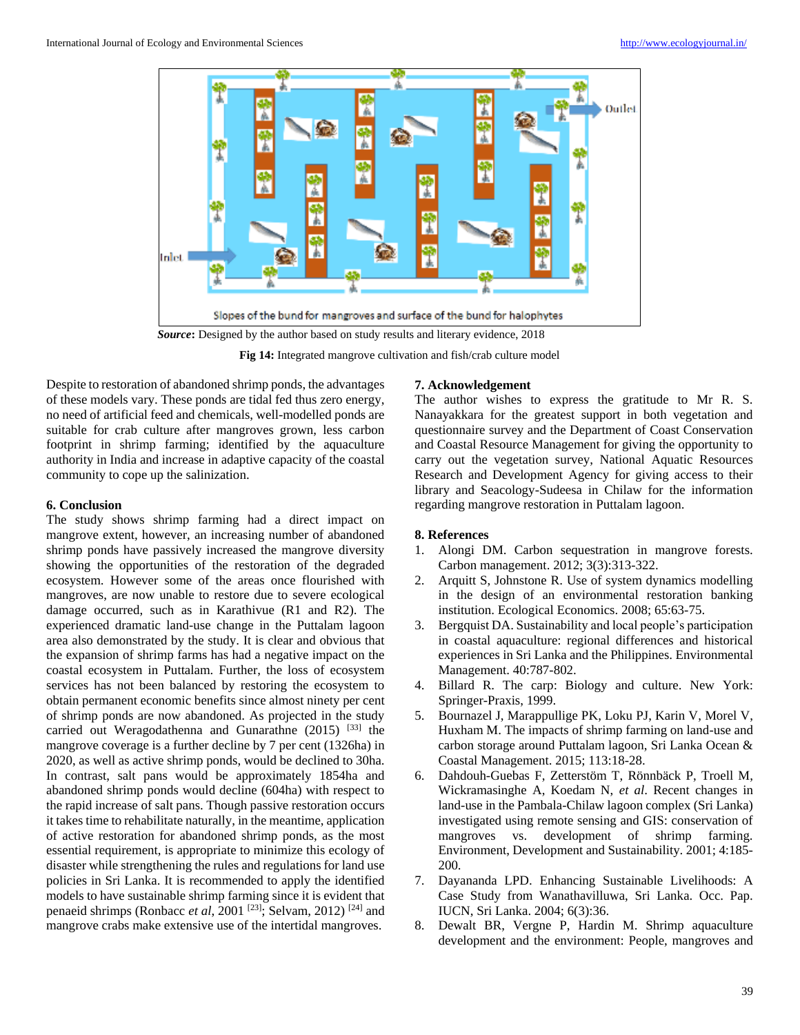Slopes of the bund for mangroves and surface of the bund for halophytes

***Source*:** Designed by the author based on study results and literary evidence, 2018

**Fig 14:** Integrated mangrove cultivation and fish/crab culture model

Despite to restoration of abandoned shrimp ponds, the advantages of these models vary. These ponds are tidal fed thus zero energy, no need of artificial feed and chemicals, well-modelled ponds are suitable for crab culture after mangroves grown, less carbon footprint in shrimp farming; identified by the aquaculture authority in India and increase in adaptive capacity of the coastal community to cope up the salinization.

## 6. Conclusion

The study shows shrimp farming had a direct impact on mangrove extent, however, an increasing number of abandoned shrimp ponds have passively increased the mangrove diversity showing the opportunities of the restoration of the degraded ecosystem. However some of the areas once flourished with mangroves, are now unable to restore due to severe ecological damage occurred, such as in Karathivue (R1 and R2). The experienced dramatic land-use change in the Puttalam lagoon area also demonstrated by the study. It is clear and obvious that the expansion of shrimp farms has had a negative impact on the coastal ecosystem in Puttalam. Further, the loss of ecosystem services has not been balanced by restoring the ecosystem to obtain permanent economic benefits since almost ninety per cent of shrimp ponds are now abandoned. As projected in the study carried out Weragodathenna and Gunarathne (2015) [33] the mangrove coverage is a further decline by 7 per cent (1326ha) in 2020, as well as active shrimp ponds, would be declined to 30ha. In contrast, salt pans would be approximately 1854ha and abandoned shrimp ponds would decline (604ha) with respect to the rapid increase of salt pans. Though passive restoration occurs it takes time to rehabilitate naturally, in the meantime, application of active restoration for abandoned shrimp ponds, as the most essential requirement, is appropriate to minimize this ecology of disaster while strengthening the rules and regulations for land use policies in Sri Lanka. It is recommended to apply the identified models to have sustainable shrimp farming since it is evident that penaeid shrimps (Ronbacc *et al*, 2001 [23]; Selvam, 2012) [24] and mangrove crabs make extensive use of the intertidal mangroves.

## 7. Acknowledgement

The author wishes to express the gratitude to Mr R. S. Nanayakkara for the greatest support in both vegetation and questionnaire survey and the Department of Coast Conservation and Coastal Resource Management for giving the opportunity to carry out the vegetation survey, National Aquatic Resources Research and Development Agency for giving access to their library and Seacology-Sudeesa in Chilaw for the information regarding mangrove restoration in Puttalam lagoon.

## 8. References

1. Alongi DM. Carbon sequestration in mangrove forests. Carbon management. 2012; 3(3):313-322.
2. Arquitt S, Johnstone R. Use of system dynamics modelling in the design of an environmental restoration banking institution. Ecological Economics. 2008; 65:63-75.
3. Bergquist DA. Sustainability and local people's participation in coastal aquaculture: regional differences and historical experiences in Sri Lanka and the Philippines. Environmental Management. 40:787-802.
4. Billard R. The carp: Biology and culture. New York: Springer-Praxis, 1999.
5. Bournazel J, Marappullige PK, Loku PJ, Karin V, Morel V, Huxham M. The impacts of shrimp farming on land-use and carbon storage around Puttalam lagoon, Sri Lanka Ocean & Coastal Management. 2015; 113:18-28.
6. Dahdouh-Guebas F, Zetterstöm T, Rönnbäck P, Troell M, Wickramasinghe A, Koedam N, *et al*. Recent changes in land-use in the Pambala-Chilaw lagoon complex (Sri Lanka) investigated using remote sensing and GIS: conservation of mangroves vs. development of shrimp farming. Environment, Development and Sustainability. 2001; 4:185-200.
7. Dayananda LPD. Enhancing Sustainable Livelihoods: A Case Study from Wanathavilluwa, Sri Lanka. Occ. Pap. IUCN, Sri Lanka. 2004; 6(3):36.
8. Dewalt BR, Vergne P, Hardin M. Shrimp aquaculture development and the environment: People, mangroves and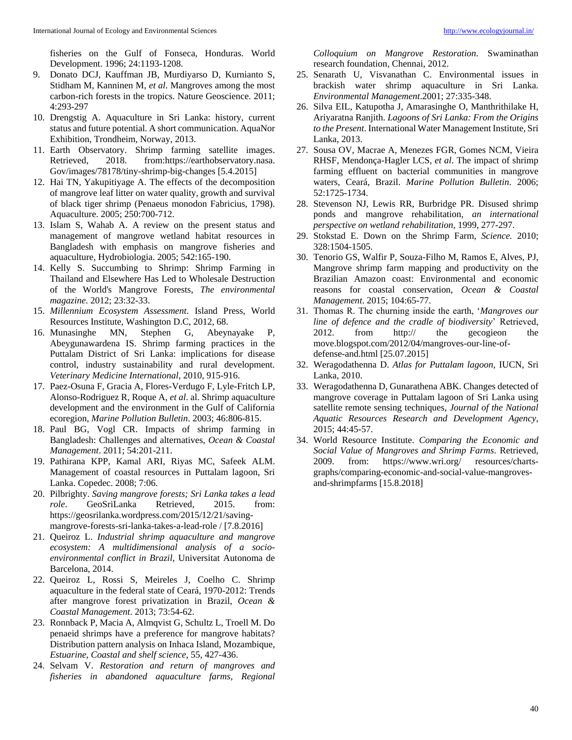fisheries on the Gulf of Fonseca, Honduras. World Development. 1996; 24:1193-1208.

9. Donato DCJ, Kauffman JB, Murdiyarso D, Kurnianto S, Stidham M, Kanninen M, *et al*. Mangroves among the most carbon-rich forests in the tropics. Nature Geoscience. 2011; 4:293-297
10. Drengstig A. Aquaculture in Sri Lanka: history, current status and future potential. A short communication. AquaNor Exhibition, Trondheim, Norway, 2013.
11. Earth Observatory. Shrimp farming satellite images. Retrieved, 2018. from:https://earthobservatory.nasa. Gov/images/78178/tiny-shrimp-big-changes [5.4.2015]
12. Hai TN, Yakupitiyage A. The effects of the decomposition of mangrove leaf litter on water quality, growth and survival of black tiger shrimp (Penaeus monodon Fabricius, 1798). Aquaculture. 2005; 250:700-712.
13. Islam S, Wahab A. A review on the present status and management of mangrove wetland habitat resources in Bangladesh with emphasis on mangrove fisheries and aquaculture, Hydrobiologia. 2005; 542:165-190.
14. Kelly S. Succumbing to Shrimp: Shrimp Farming in Thailand and Elsewhere Has Led to Wholesale Destruction of the World's Mangrove Forests, *The environmental magazine*. 2012; 23:32-33.
15. *Millennium Ecosystem Assessment*. Island Press, World Resources Institute, Washington D.C, 2012, 68.
16. Munasinghe MN, Stephen G, Abeynayake P, Abeygunawardena IS. Shrimp farming practices in the Puttalam District of Sri Lanka: implications for disease control, industry sustainability and rural development. *Veterinary Medicine International*, 2010, 915-916.
17. Paez-Osuna F, Gracia A, Flores-Verdugo F, Lyle-Fritch LP, Alonso-Rodriguez R, Roque A, *et al*. al. Shrimp aquaculture development and the environment in the Gulf of California ecoregion, *Marine Pollution Bulletin*. 2003; 46:806-815.
18. Paul BG, Vogl CR. Impacts of shrimp farming in Bangladesh: Challenges and alternatives, *Ocean & Coastal Management*. 2011; 54:201-211.
19. Pathirana KPP, Kamal ARI, Riyas MC, Safeek ALM. Management of coastal resources in Puttalam lagoon, Sri Lanka. Copedec. 2008; 7:06.
20. Pilbrighty. *Saving mangrove forests; Sri Lanka takes a lead role*. GeoSriLanka Retrieved, 2015. from: https://geosrilanka.wordpress.com/2015/12/21/saving-mangrove-forests-sri-lanka-takes-a-lead-role / [7.8.2016]
21. Queiroz L. *Industrial shrimp aquaculture and mangrove ecosystem: A multidimensional analysis of a socio-environmental conflict in Brazil*, Universitat Autonoma de Barcelona, 2014.
22. Queiroz L, Rossi S, Meireles J, Coelho C. Shrimp aquaculture in the federal state of Ceará, 1970-2012: Trends after mangrove forest privatization in Brazil, *Ocean & Coastal Management*. 2013; 73:54-62.
23. Ronnback P, Macia A, Almqvist G, Schultz L, Troell M. Do penaeid shrimps have a preference for mangrove habitats? Distribution pattern analysis on Inhaca Island, Mozambique, *Estuarine, Coastal and shelf science*, 55, 427-436.
24. Selvam V. *Restoration and return of mangroves and fisheries in abandoned aquaculture farms, Regional Colloquium on Mangrove Restoration*. Swaminathan research foundation, Chennai, 2012.
25. Senarath U, Visvanathan C. Environmental issues in brackish water shrimp aquaculture in Sri Lanka. *Environmental Management*.2001; 27:335-348.
26. Silva EIL, Katupotha J, Amarasinghe O, Manthrithilake H, Ariyaratna Ranjith. *Lagoons of Sri Lanka: From the Origins to the Present*. International Water Management Institute, Sri Lanka, 2013.
27. Sousa OV, Macrae A, Menezes FGR, Gomes NCM, Vieira RHSF, Mendonça-Hagler LCS, *et al*. The impact of shrimp farming effluent on bacterial communities in mangrove waters, Ceará, Brazil. *Marine Pollution Bulletin*. 2006; 52:1725-1734.
28. Stevenson NJ, Lewis RR, Burbridge PR. Disused shrimp ponds and mangrove rehabilitation, *an international perspective on wetland rehabilitation*, 1999, 277-297.
29. Stokstad E. Down on the Shrimp Farm, *Science.* 2010; 328:1504-1505.
30. Tenorio GS, Walfir P, Souza-Filho M, Ramos E, Alves, PJ, Mangrove shrimp farm mapping and productivity on the Brazilian Amazon coast: Environmental and economic reasons for coastal conservation, *Ocean & Coastal Management*. 2015; 104:65-77.
31. Thomas R. The churning inside the earth, '*Mangroves our line of defence and the cradle of biodiversity*' Retrieved, 2012. from http:// the gecogieon the move.blogspot.com/2012/04/mangroves-our-line-of-defense-and.html [25.07.2015]
32. Weragodathenna D. *Atlas for Puttalam lagoon*, IUCN, Sri Lanka, 2010.
33. Weragodathenna D, Gunarathena ABK. Changes detected of mangrove coverage in Puttalam lagoon of Sri Lanka using satellite remote sensing techniques, *Journal of the National Aquatic Resources Research and Development Agency*, 2015; 44:45-57.
34. World Resource Institute. *Comparing the Economic and Social Value of Mangroves and Shrimp Farms*. Retrieved, 2009. from: https://www.wri.org/ resources/charts-graphs/comparing-economic-and-social-value-mangroves-and-shrimpfarms [15.8.2018]